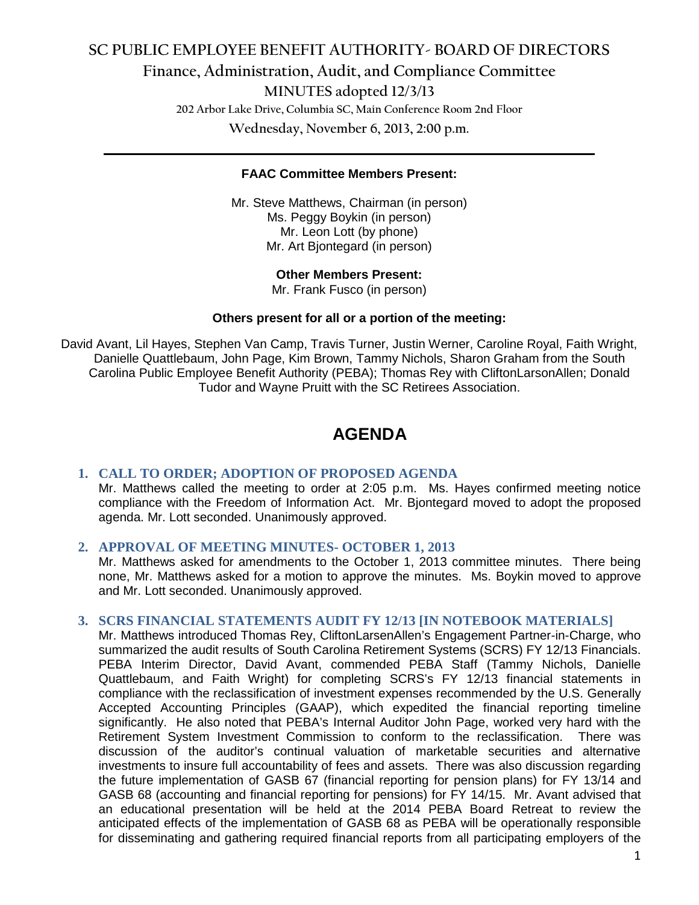# SC PUBLIC EMPLOYEE BENEFIT AUTHORITY- BOARD OF DIRECTORS

## Finance, Administration, Audit, and Compliance Committee

### MINUTES adopted 12/3/13

202 Arbor Lake Drive, Columbia SC, Main Conference Room 2nd Floor

Wednesday, November 6, 2013, 2:00 p.m.

---

**FAAC Committee Members Present:**

Mr. Steve Matthews, Chairman (in person)
Ms. Peggy Boykin (in person)
Mr. Leon Lott (by phone)
Mr. Art Bjontegard (in person)

**Other Members Present:**

Mr. Frank Fusco (in person)

**Others present for all or a portion of the meeting:**

David Avant, Lil Hayes, Stephen Van Camp, Travis Turner, Justin Werner, Caroline Royal, Faith Wright, Danielle Quattlebaum, John Page, Kim Brown, Tammy Nichols, Sharon Graham from the South Carolina Public Employee Benefit Authority (PEBA); Thomas Rey with CliftonLarsonAllen; Donald Tudor and Wayne Pruitt with the SC Retirees Association.

# AGENDA

### 1. CALL TO ORDER; ADOPTION OF PROPOSED AGENDA

Mr. Matthews called the meeting to order at 2:05 p.m. Ms. Hayes confirmed meeting notice compliance with the Freedom of Information Act. Mr. Bjontegard moved to adopt the proposed agenda. Mr. Lott seconded. Unanimously approved.

### 2. APPROVAL OF MEETING MINUTES- OCTOBER 1, 2013

Mr. Matthews asked for amendments to the October 1, 2013 committee minutes. There being none, Mr. Matthews asked for a motion to approve the minutes. Ms. Boykin moved to approve and Mr. Lott seconded. Unanimously approved.

### 3. SCRS FINANCIAL STATEMENTS AUDIT FY 12/13 [IN NOTEBOOK MATERIALS]

Mr. Matthews introduced Thomas Rey, CliftonLarsenAllen's Engagement Partner-in-Charge, who summarized the audit results of South Carolina Retirement Systems (SCRS) FY 12/13 Financials. PEBA Interim Director, David Avant, commended PEBA Staff (Tammy Nichols, Danielle Quattlebaum, and Faith Wright) for completing SCRS's FY 12/13 financial statements in compliance with the reclassification of investment expenses recommended by the U.S. Generally Accepted Accounting Principles (GAAP), which expedited the financial reporting timeline significantly. He also noted that PEBA's Internal Auditor John Page, worked very hard with the Retirement System Investment Commission to conform to the reclassification. There was discussion of the auditor's continual valuation of marketable securities and alternative investments to insure full accountability of fees and assets. There was also discussion regarding the future implementation of GASB 67 (financial reporting for pension plans) for FY 13/14 and GASB 68 (accounting and financial reporting for pensions) for FY 14/15. Mr. Avant advised that an educational presentation will be held at the 2014 PEBA Board Retreat to review the anticipated effects of the implementation of GASB 68 as PEBA will be operationally responsible for disseminating and gathering required financial reports from all participating employers of the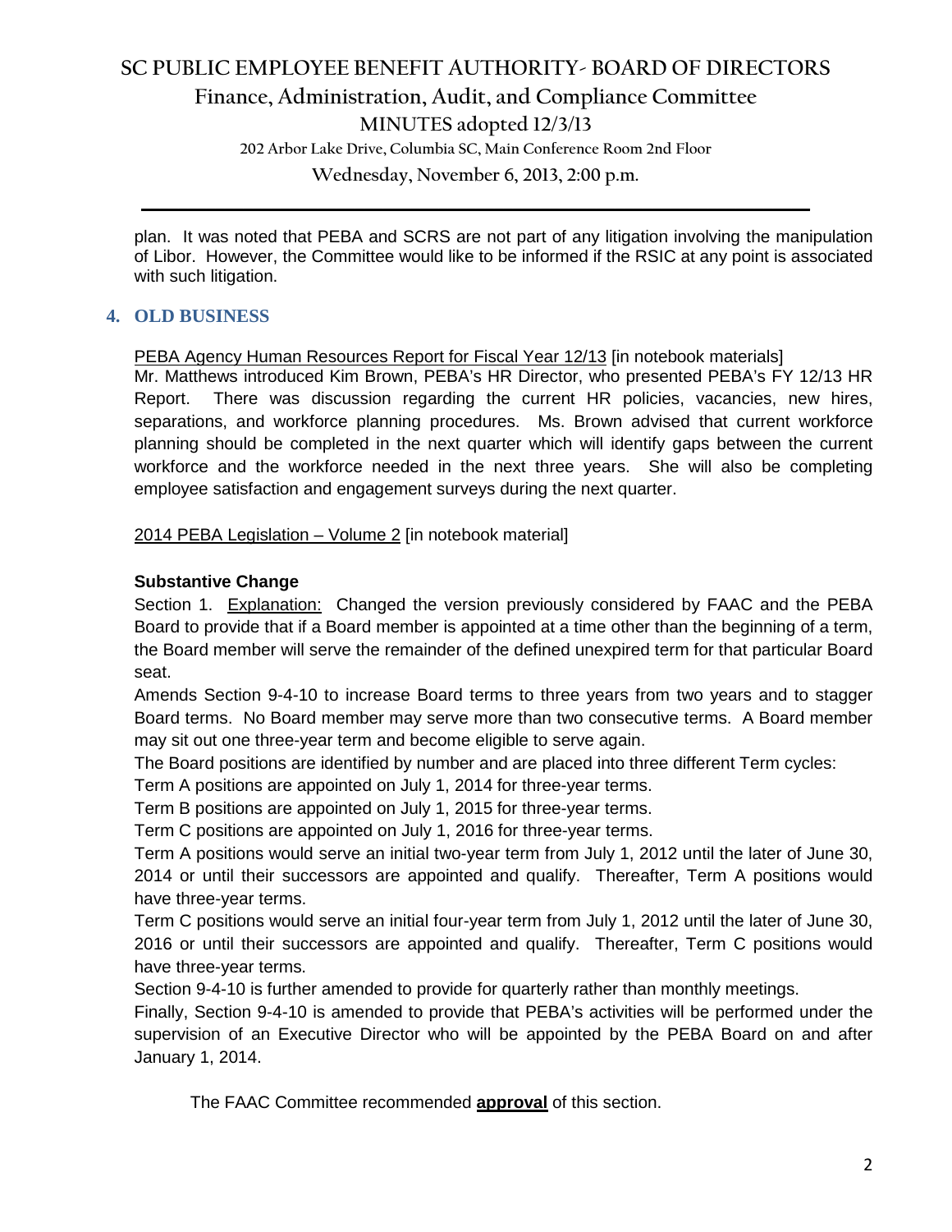plan. It was noted that PEBA and SCRS are not part of any litigation involving the manipulation of Libor. However, the Committee would like to be informed if the RSIC at any point is associated with such litigation.

## 4. OLD BUSINESS

PEBA Agency Human Resources Report for Fiscal Year 12/13 [in notebook materials]

Mr. Matthews introduced Kim Brown, PEBA's HR Director, who presented PEBA's FY 12/13 HR Report. There was discussion regarding the current HR policies, vacancies, new hires, separations, and workforce planning procedures. Ms. Brown advised that current workforce planning should be completed in the next quarter which will identify gaps between the current workforce and the workforce needed in the next three years. She will also be completing employee satisfaction and engagement surveys during the next quarter.

2014 PEBA Legislation – Volume 2 [in notebook material]

**Substantive Change**

Section 1. Explanation: Changed the version previously considered by FAAC and the PEBA Board to provide that if a Board member is appointed at a time other than the beginning of a term, the Board member will serve the remainder of the defined unexpired term for that particular Board seat.

Amends Section 9-4-10 to increase Board terms to three years from two years and to stagger Board terms. No Board member may serve more than two consecutive terms. A Board member may sit out one three-year term and become eligible to serve again.

The Board positions are identified by number and are placed into three different Term cycles:

Term A positions are appointed on July 1, 2014 for three-year terms.

Term B positions are appointed on July 1, 2015 for three-year terms.

Term C positions are appointed on July 1, 2016 for three-year terms.

Term A positions would serve an initial two-year term from July 1, 2012 until the later of June 30, 2014 or until their successors are appointed and qualify. Thereafter, Term A positions would have three-year terms.

Term C positions would serve an initial four-year term from July 1, 2012 until the later of June 30, 2016 or until their successors are appointed and qualify. Thereafter, Term C positions would have three-year terms.

Section 9-4-10 is further amended to provide for quarterly rather than monthly meetings.

Finally, Section 9-4-10 is amended to provide that PEBA's activities will be performed under the supervision of an Executive Director who will be appointed by the PEBA Board on and after January 1, 2014.

The FAAC Committee recommended **approval** of this section.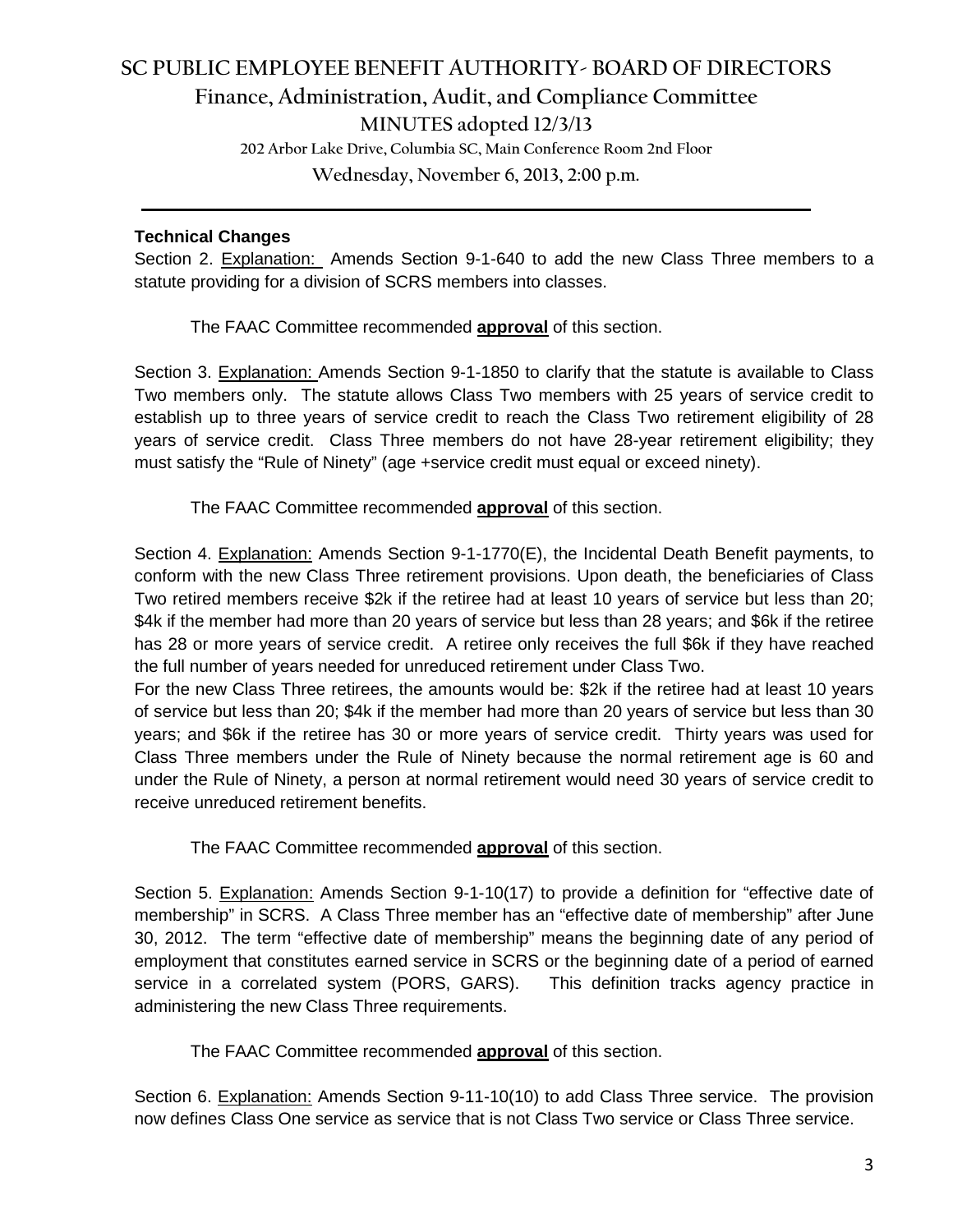### Technical Changes

Section 2. Explanation: Amends Section 9-1-640 to add the new Class Three members to a statute providing for a division of SCRS members into classes.

The FAAC Committee recommended **approval** of this section.

Section 3. Explanation: Amends Section 9-1-1850 to clarify that the statute is available to Class Two members only. The statute allows Class Two members with 25 years of service credit to establish up to three years of service credit to reach the Class Two retirement eligibility of 28 years of service credit. Class Three members do not have 28-year retirement eligibility; they must satisfy the "Rule of Ninety" (age +service credit must equal or exceed ninety).

The FAAC Committee recommended **approval** of this section.

Section 4. Explanation: Amends Section 9-1-1770(E), the Incidental Death Benefit payments, to conform with the new Class Three retirement provisions. Upon death, the beneficiaries of Class Two retired members receive $2k if the retiree had at least 10 years of service but less than 20; $4k if the member had more than 20 years of service but less than 28 years; and $6k if the retiree has 28 or more years of service credit. A retiree only receives the full $6k if they have reached the full number of years needed for unreduced retirement under Class Two.

For the new Class Three retirees, the amounts would be: $2k if the retiree had at least 10 years of service but less than 20; $4k if the member had more than 20 years of service but less than 30 years; and $6k if the retiree has 30 or more years of service credit. Thirty years was used for Class Three members under the Rule of Ninety because the normal retirement age is 60 and under the Rule of Ninety, a person at normal retirement would need 30 years of service credit to receive unreduced retirement benefits.

The FAAC Committee recommended **approval** of this section.

Section 5. Explanation: Amends Section 9-1-10(17) to provide a definition for "effective date of membership" in SCRS. A Class Three member has an "effective date of membership" after June 30, 2012. The term "effective date of membership" means the beginning date of any period of employment that constitutes earned service in SCRS or the beginning date of a period of earned service in a correlated system (PORS, GARS). This definition tracks agency practice in administering the new Class Three requirements.

The FAAC Committee recommended **approval** of this section.

Section 6. Explanation: Amends Section 9-11-10(10) to add Class Three service. The provision now defines Class One service as service that is not Class Two service or Class Three service.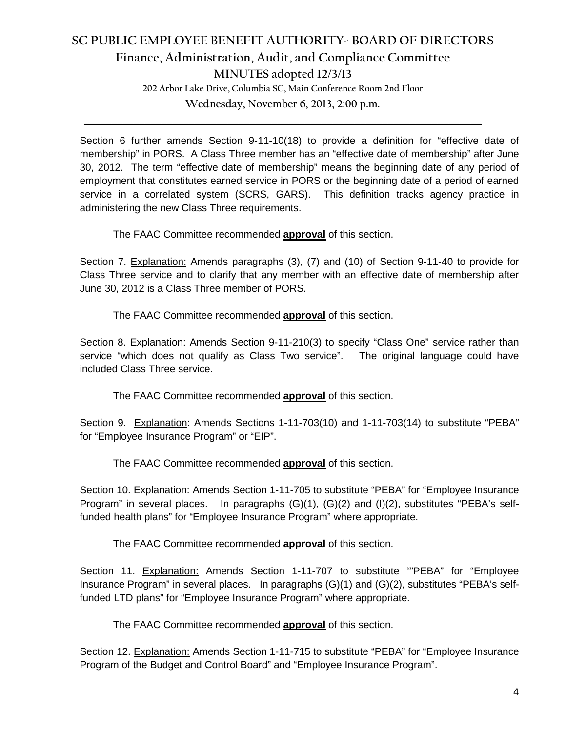Section 6 further amends Section 9-11-10(18) to provide a definition for "effective date of membership" in PORS. A Class Three member has an "effective date of membership" after June 30, 2012. The term "effective date of membership" means the beginning date of any period of employment that constitutes earned service in PORS or the beginning date of a period of earned service in a correlated system (SCRS, GARS). This definition tracks agency practice in administering the new Class Three requirements.

The FAAC Committee recommended **approval** of this section.

Section 7. Explanation: Amends paragraphs (3), (7) and (10) of Section 9-11-40 to provide for Class Three service and to clarify that any member with an effective date of membership after June 30, 2012 is a Class Three member of PORS.

The FAAC Committee recommended **approval** of this section.

Section 8. Explanation: Amends Section 9-11-210(3) to specify "Class One" service rather than service "which does not qualify as Class Two service". The original language could have included Class Three service.

The FAAC Committee recommended **approval** of this section.

Section 9. Explanation: Amends Sections 1-11-703(10) and 1-11-703(14) to substitute "PEBA" for "Employee Insurance Program" or "EIP".

The FAAC Committee recommended **approval** of this section.

Section 10. Explanation: Amends Section 1-11-705 to substitute "PEBA" for "Employee Insurance Program" in several places. In paragraphs (G)(1), (G)(2) and (I)(2), substitutes "PEBA's self-funded health plans" for "Employee Insurance Program" where appropriate.

The FAAC Committee recommended **approval** of this section.

Section 11. Explanation: Amends Section 1-11-707 to substitute ""PEBA" for "Employee Insurance Program" in several places. In paragraphs (G)(1) and (G)(2), substitutes "PEBA's self-funded LTD plans" for "Employee Insurance Program" where appropriate.

The FAAC Committee recommended **approval** of this section.

Section 12. Explanation: Amends Section 1-11-715 to substitute "PEBA" for "Employee Insurance Program of the Budget and Control Board" and "Employee Insurance Program".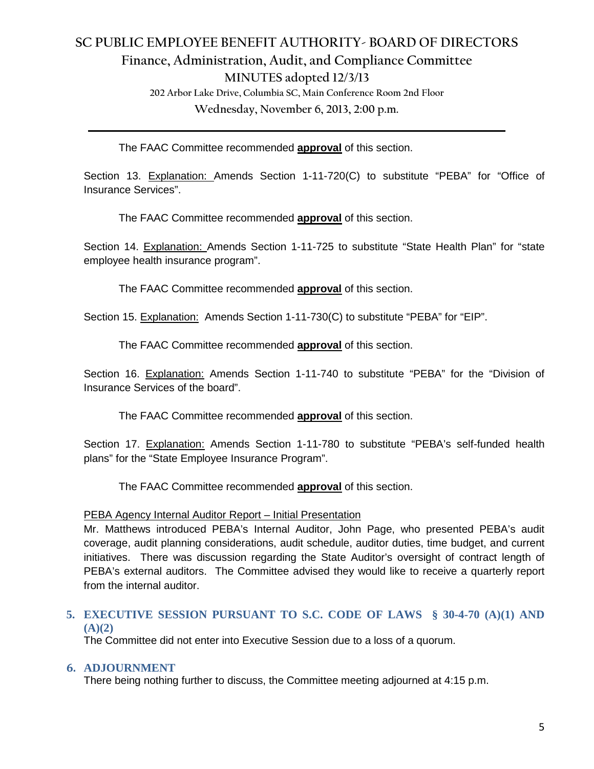The FAAC Committee recommended **approval** of this section.

Section 13. Explanation: Amends Section 1-11-720(C) to substitute "PEBA" for "Office of Insurance Services".

The FAAC Committee recommended **approval** of this section.

Section 14. Explanation: Amends Section 1-11-725 to substitute "State Health Plan" for "state employee health insurance program".

The FAAC Committee recommended **approval** of this section.

Section 15. Explanation: Amends Section 1-11-730(C) to substitute "PEBA" for "EIP".

The FAAC Committee recommended **approval** of this section.

Section 16. Explanation: Amends Section 1-11-740 to substitute "PEBA" for the "Division of Insurance Services of the board".

The FAAC Committee recommended **approval** of this section.

Section 17. Explanation: Amends Section 1-11-780 to substitute "PEBA's self-funded health plans" for the "State Employee Insurance Program".

The FAAC Committee recommended **approval** of this section.

PEBA Agency Internal Auditor Report – Initial Presentation

Mr. Matthews introduced PEBA's Internal Auditor, John Page, who presented PEBA's audit coverage, audit planning considerations, audit schedule, auditor duties, time budget, and current initiatives. There was discussion regarding the State Auditor's oversight of contract length of PEBA's external auditors. The Committee advised they would like to receive a quarterly report from the internal auditor.

## 5. EXECUTIVE SESSION PURSUANT TO S.C. CODE OF LAWS § 30-4-70 (A)(1) AND (A)(2)

The Committee did not enter into Executive Session due to a loss of a quorum.

## 6. ADJOURNMENT

There being nothing further to discuss, the Committee meeting adjourned at 4:15 p.m.